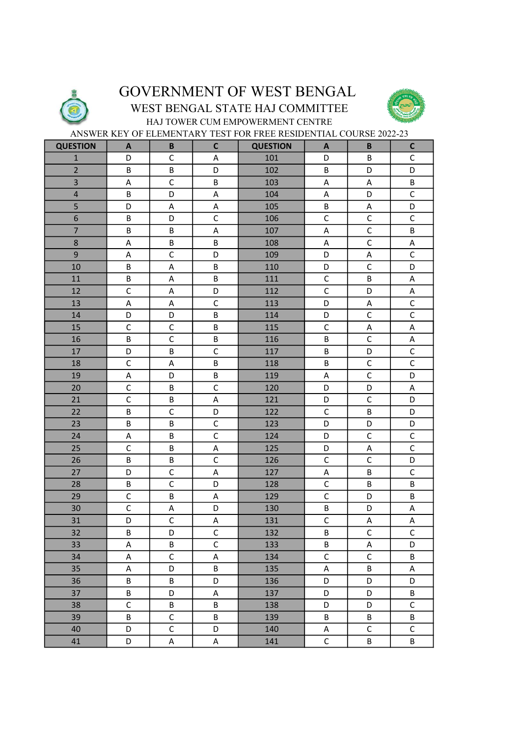# GOVERNMENT OF WEST BENGAL

## WEST BENGAL STATE HAJ COMMITTEE

### HAJ TOWER CUM EMPOWERMENT CENTRE

ANSWER KEY OF ELEMENTARY TEST FOR FREE RESIDENTIAL COURSE 2022-23

| QUESTION | A | B | C | QUESTION | A | B | C |
|---|---|---|---|---|---|---|---|
| 1 | D | C | A | 101 | D | B | C |
| 2 | B | B | D | 102 | B | D | D |
| 3 | A | C | B | 103 | A | A | B |
| 4 | B | D | A | 104 | A | D | C |
| 5 | D | A | A | 105 | B | A | D |
| 6 | B | D | C | 106 | C | C | C |
| 7 | B | B | A | 107 | A | C | B |
| 8 | A | B | B | 108 | A | C | A |
| 9 | A | C | D | 109 | D | A | C |
| 10 | B | A | B | 110 | D | C | D |
| 11 | B | A | B | 111 | C | B | A |
| 12 | C | A | D | 112 | C | D | A |
| 13 | A | A | C | 113 | D | A | C |
| 14 | D | D | B | 114 | D | C | C |
| 15 | C | C | B | 115 | C | A | A |
| 16 | B | C | B | 116 | B | C | A |
| 17 | D | B | C | 117 | B | D | C |
| 18 | C | A | B | 118 | B | C | C |
| 19 | A | D | B | 119 | A | C | D |
| 20 | C | B | C | 120 | D | D | A |
| 21 | C | B | A | 121 | D | C | D |
| 22 | B | C | D | 122 | C | B | D |
| 23 | B | B | C | 123 | D | D | D |
| 24 | A | B | C | 124 | D | C | C |
| 25 | C | B | A | 125 | D | A | C |
| 26 | B | B | C | 126 | C | C | D |
| 27 | D | C | A | 127 | A | B | C |
| 28 | B | C | D | 128 | C | B | B |
| 29 | C | B | A | 129 | C | D | B |
| 30 | C | A | D | 130 | B | D | A |
| 31 | D | C | A | 131 | C | A | A |
| 32 | B | D | C | 132 | B | C | C |
| 33 | A | B | C | 133 | B | A | D |
| 34 | A | C | A | 134 | C | C | B |
| 35 | A | D | B | 135 | A | B | A |
| 36 | B | B | D | 136 | D | D | D |
| 37 | B | D | A | 137 | D | D | B |
| 38 | C | B | B | 138 | D | D | C |
| 39 | B | C | B | 139 | B | B | B |
| 40 | D | C | D | 140 | A | C | C |
| 41 | D | A | A | 141 | C | B | B |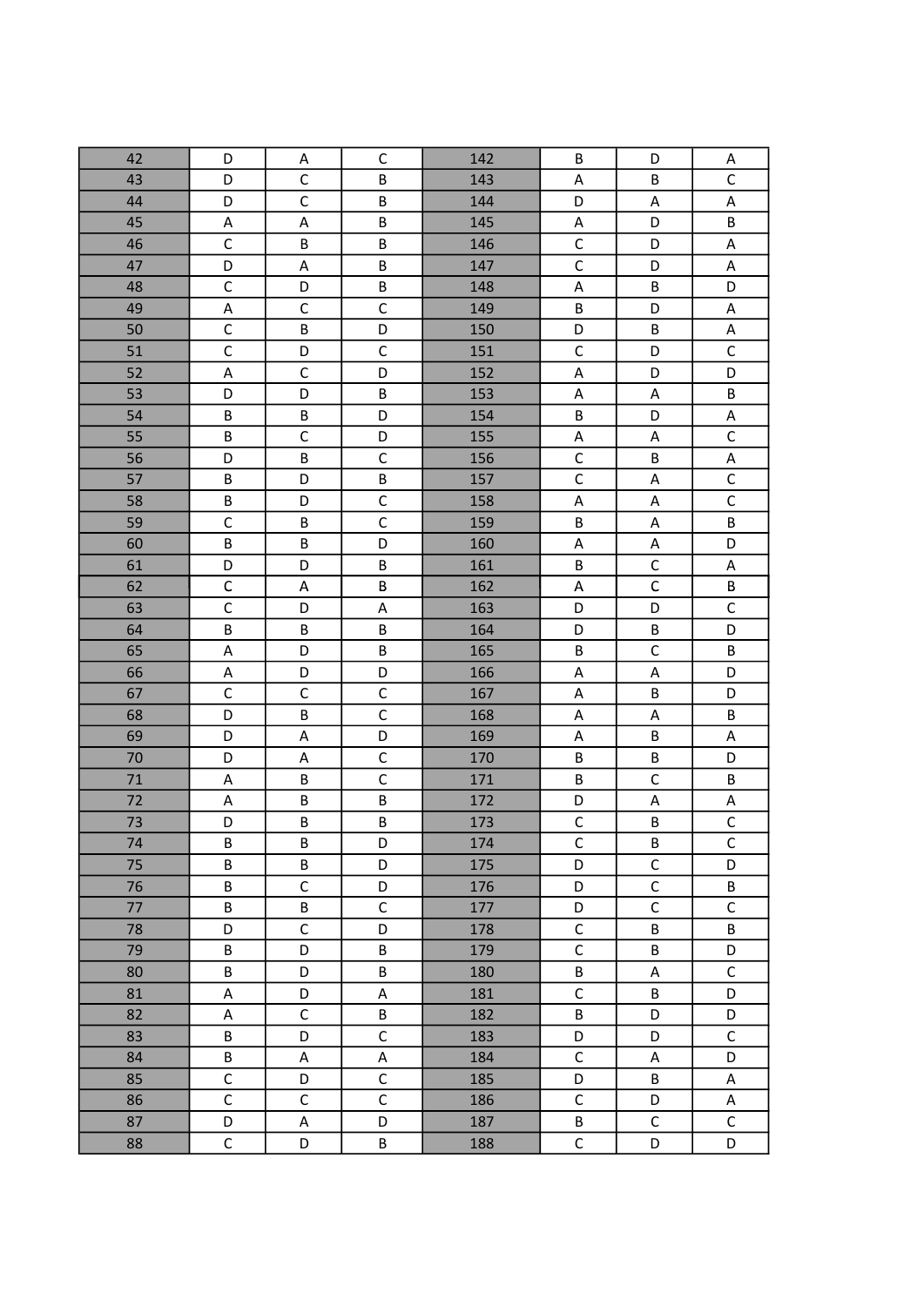| 42 | D | A | C | 142 | B | D | A |
|---|---|---|---|---|---|---|---|
| 43 | D | C | B | 143 | A | B | C |
| 44 | D | C | B | 144 | D | A | A |
| 45 | A | A | B | 145 | A | D | B |
| 46 | C | B | B | 146 | C | D | A |
| 47 | D | A | B | 147 | C | D | A |
| 48 | C | D | B | 148 | A | B | D |
| 49 | A | C | C | 149 | B | D | A |
| 50 | C | B | D | 150 | D | B | A |
| 51 | C | D | C | 151 | C | D | C |
| 52 | A | C | D | 152 | A | D | D |
| 53 | D | D | B | 153 | A | A | B |
| 54 | B | B | D | 154 | B | D | A |
| 55 | B | C | D | 155 | A | A | C |
| 56 | D | B | C | 156 | C | B | A |
| 57 | B | D | B | 157 | C | A | C |
| 58 | B | D | C | 158 | A | A | C |
| 59 | C | B | C | 159 | B | A | B |
| 60 | B | B | D | 160 | A | A | D |
| 61 | D | D | B | 161 | B | C | A |
| 62 | C | A | B | 162 | A | C | B |
| 63 | C | D | A | 163 | D | D | C |
| 64 | B | B | B | 164 | D | B | D |
| 65 | A | D | B | 165 | B | C | B |
| 66 | A | D | D | 166 | A | A | D |
| 67 | C | C | C | 167 | A | B | D |
| 68 | D | B | C | 168 | A | A | B |
| 69 | D | A | D | 169 | A | B | A |
| 70 | D | A | C | 170 | B | B | D |
| 71 | A | B | C | 171 | B | C | B |
| 72 | A | B | B | 172 | D | A | A |
| 73 | D | B | B | 173 | C | B | C |
| 74 | B | B | D | 174 | C | B | C |
| 75 | B | B | D | 175 | D | C | D |
| 76 | B | C | D | 176 | D | C | B |
| 77 | B | B | C | 177 | D | C | C |
| 78 | D | C | D | 178 | C | B | B |
| 79 | B | D | B | 179 | C | B | D |
| 80 | B | D | B | 180 | B | A | C |
| 81 | A | D | A | 181 | C | B | D |
| 82 | A | C | B | 182 | B | D | D |
| 83 | B | D | C | 183 | D | D | C |
| 84 | B | A | A | 184 | C | A | D |
| 85 | C | D | C | 185 | D | B | A |
| 86 | C | C | C | 186 | C | D | A |
| 87 | D | A | D | 187 | B | C | C |
| 88 | C | D | B | 188 | C | D | D |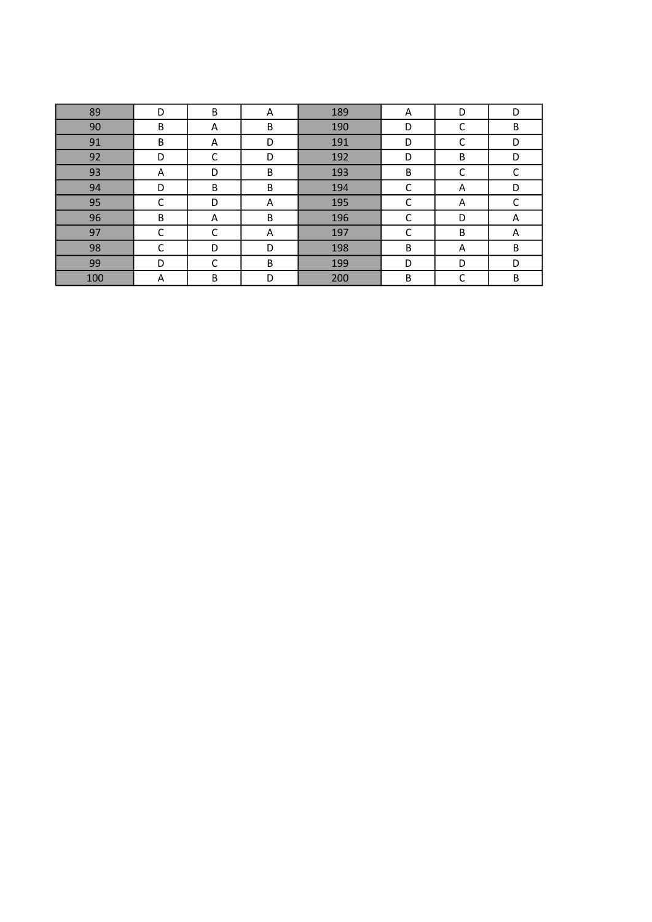| | | | | | | | |
|---|---|---|---|---|---|---|---|
| 89 | D | B | A | 189 | A | D | D |
| 90 | B | A | B | 190 | D | C | B |
| 91 | B | A | D | 191 | D | C | D |
| 92 | D | C | D | 192 | D | B | D |
| 93 | A | D | B | 193 | B | C | C |
| 94 | D | B | B | 194 | C | A | D |
| 95 | C | D | A | 195 | C | A | C |
| 96 | B | A | B | 196 | C | D | A |
| 97 | C | C | A | 197 | C | B | A |
| 98 | C | D | D | 198 | B | A | B |
| 99 | D | C | B | 199 | D | D | D |
| 100 | A | B | D | 200 | B | C | B |